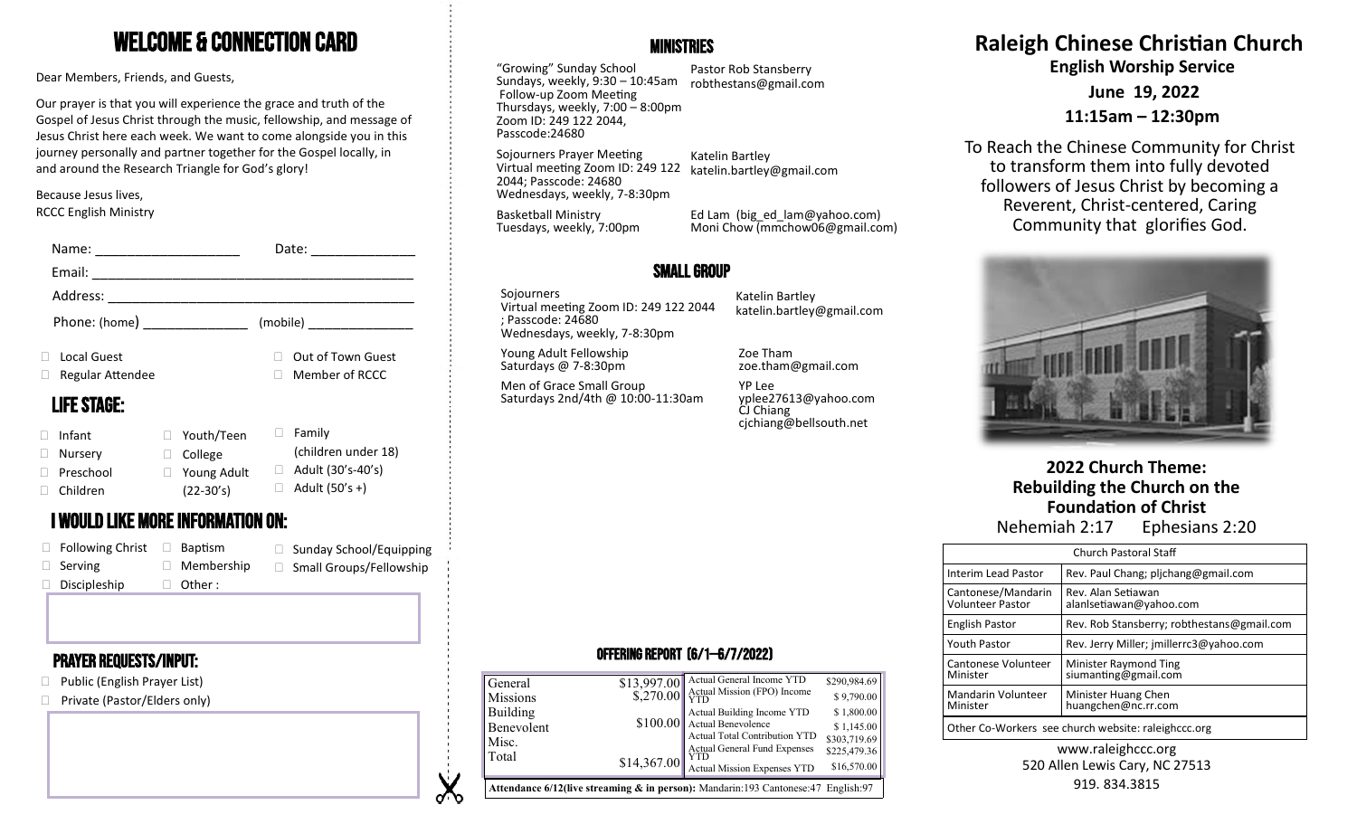# WELCOME & CONNECTION CARD

Dear Members, Friends, and Guests,

Our prayer is that you will experience the grace and truth of the Gospel of Jesus Christ through the music, fellowship, and message of Jesus Christ here each week. We want to come alongside you in this journey personally and partner together for the Gospel locally, in and around the Research Triangle for God's glory!

Because Jesus lives,
RCCC English Ministry

Name: ____________________ Date: ______________

Email: ______________________________________________

Address: ____________________________________________

Phone: (home) ______________ (mobile) _______________

- ☐ Local Guest
- ☐ Regular Attendee
- ☐ Out of Town Guest
- ☐ Member of RCCC

## LIFE STAGE:

- ☐ Infant
- ☐ Nursery
- ☐ Preschool
- ☐ Children
- ☐ Youth/Teen
- ☐ College
- ☐ Young Adult (22-30's)
- ☐ Family (children under 18)
- ☐ Adult (30's-40's)
- ☐ Adult (50's +)

## I WOULD LIKE MORE INFORMATION ON:

- ☐ Following Christ
- ☐ Serving
- ☐ Discipleship
- ☐ Baptism
- ☐ Membership
- ☐ Other :
- ☐ Sunday School/Equipping
- ☐ Small Groups/Fellowship

## PRAYER REQUESTS/INPUT:

- ☐ Public (English Prayer List)
- ☐ Private (Pastor/Elders only)

## MINISTRIES

"Growing" Sunday School
Sundays, weekly, 9:30 – 10:45am
Follow-up Zoom Meeting
Thursdays, weekly, 7:00 – 8:00pm
Zoom ID: 249 122 2044, Passcode:24680
— Pastor Rob Stansberry, robthestans@gmail.com

Sojourners Prayer Meeting
Virtual meeting Zoom ID: 249 122 2044; Passcode: 24680
Wednesdays, weekly, 7-8:30pm
— Katelin Bartley, katelin.bartley@gmail.com

Basketball Ministry
Tuesdays, weekly, 7:00pm
— Ed Lam (big_ed_lam@yahoo.com), Moni Chow (mmchow06@gmail.com)

## SMALL GROUP

Sojourners
Virtual meeting Zoom ID: 249 122 2044 ; Passcode: 24680
Wednesdays, weekly, 7-8:30pm
— Katelin Bartley, katelin.bartley@gmail.com

Young Adult Fellowship
Saturdays @ 7-8:30pm
— Zoe Tham, zoe.tham@gmail.com

Men of Grace Small Group
Saturdays 2nd/4th @ 10:00-11:30am
— YP Lee, yplee27613@yahoo.com; CJ Chiang, cjchiang@bellsouth.net

## OFFERING REPORT (6/1—6/7/2022)

| | | | |
|---|---|---|---|
| General | $13,997.00 | Actual General Income YTD | $290,984.69 |
| Missions | $,270.00 | Actual Mission (FPO) Income YTD | $ 9,790.00 |
| Building | | Actual Building Income YTD | $ 1,800.00 |
| Benevolent | $100.00 | Actual Benevolence | $ 1,145.00 |
| Misc. | | Actual Total Contribution YTD | $303,719.69 |
| | | Actual General Fund Expenses YTD | $225,479.36 |
| Total | $14,367.00 | Actual Mission Expenses YTD | $16,570.00 |

**Attendance 6/12(live streaming & in person):** Mandarin:193 Cantonese:47 English:97

# Raleigh Chinese Christian Church

**English Worship Service**

**June 19, 2022**

**11:15am – 12:30pm**

To Reach the Chinese Community for Christ to transform them into fully devoted followers of Jesus Christ by becoming a Reverent, Christ-centered, Caring Community that glorifies God.

**2022 Church Theme:**
**Rebuilding the Church on the Foundation of Christ**
Nehemiah 2:17 Ephesians 2:20

| Church Pastoral Staff | |
|---|---|
| Interim Lead Pastor | Rev. Paul Chang; pljchang@gmail.com |
| Cantonese/Mandarin Volunteer Pastor | Rev. Alan Setiawan alanlsetiawan@yahoo.com |
| English Pastor | Rev. Rob Stansberry; robthestans@gmail.com |
| Youth Pastor | Rev. Jerry Miller; jmillerrc3@yahoo.com |
| Cantonese Volunteer Minister | Minister Raymond Ting siumanting@gmail.com |
| Mandarin Volunteer Minister | Minister Huang Chen huangchen@nc.rr.com |
| Other Co-Workers see church website: raleighccc.org | |

www.raleighccc.org
520 Allen Lewis Cary, NC 27513
919. 834.3815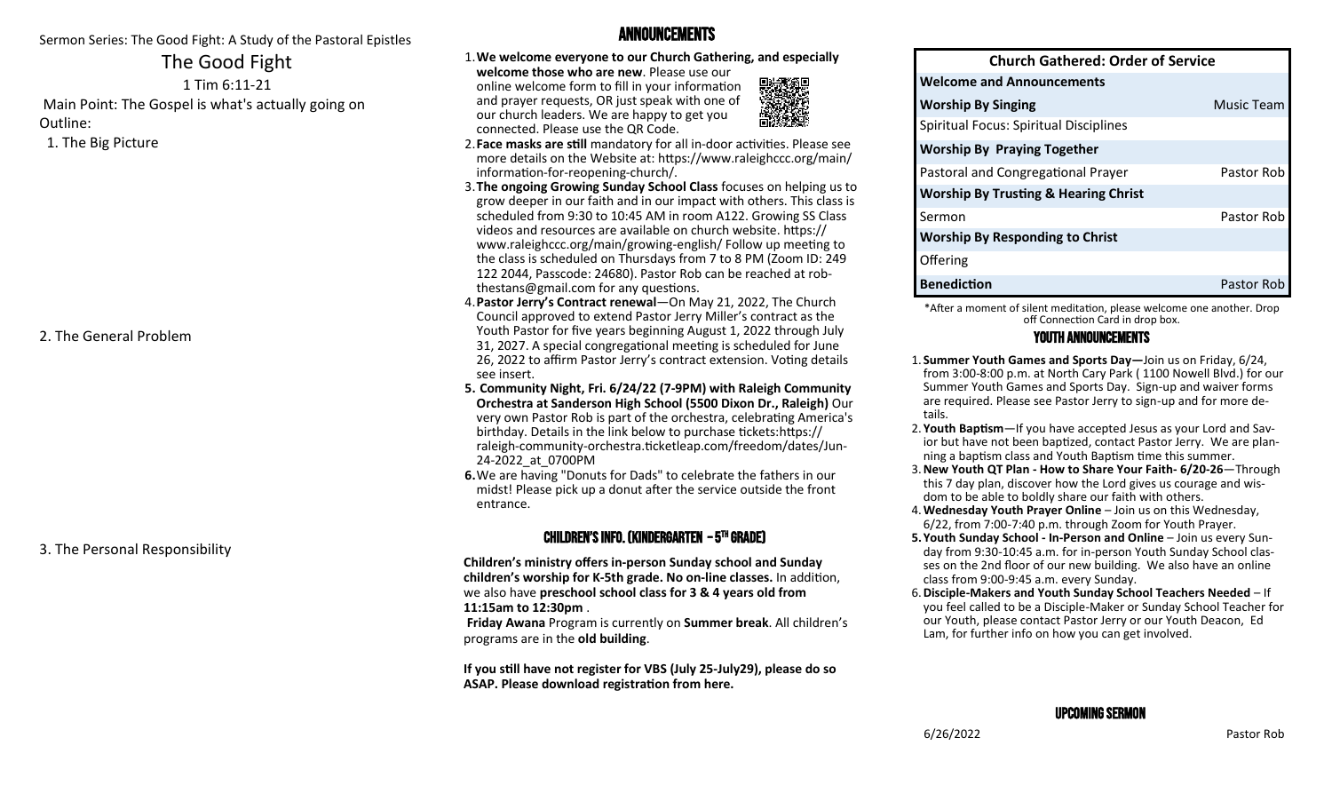Sermon Series: The Good Fight: A Study of the Pastoral Epistles

# The Good Fight

1 Tim 6:11-21

Main Point: The Gospel is what's actually going on

Outline:

1. The Big Picture

2. The General Problem

3. The Personal Responsibility

## ANNOUNCEMENTS

1. **We welcome everyone to our Church Gathering, and especially welcome those who are new**. Please use our online welcome form to fill in your information and prayer requests, OR just speak with one of our church leaders. We are happy to get you connected. Please use the QR Code.
2. **Face masks are still** mandatory for all in-door activities. Please see more details on the Website at: https://www.raleighccc.org/main/information-for-reopening-church/.
3. **The ongoing Growing Sunday School Class** focuses on helping us to grow deeper in our faith and in our impact with others. This class is scheduled from 9:30 to 10:45 AM in room A122. Growing SS Class videos and resources are available on church website. https://www.raleighccc.org/main/growing-english/ Follow up meeting to the class is scheduled on Thursdays from 7 to 8 PM (Zoom ID: 249 122 2044, Passcode: 24680). Pastor Rob can be reached at robthestans@gmail.com for any questions.
4. **Pastor Jerry's Contract renewal**—On May 21, 2022, The Church Council approved to extend Pastor Jerry Miller's contract as the Youth Pastor for five years beginning August 1, 2022 through July 31, 2027. A special congregational meeting is scheduled for June 26, 2022 to affirm Pastor Jerry's contract extension. Voting details see insert.
5. **Community Night, Fri. 6/24/22 (7-9PM) with Raleigh Community Orchestra at Sanderson High School (5500 Dixon Dr., Raleigh)** Our very own Pastor Rob is part of the orchestra, celebrating America's birthday. Details in the link below to purchase tickets:https://raleigh-community-orchestra.ticketleap.com/freedom/dates/Jun-24-2022_at_0700PM
6. We are having "Donuts for Dads" to celebrate the fathers in our midst! Please pick up a donut after the service outside the front entrance.

## CHILDREN'S INFO. (KINDERGARTEN - 5TH GRADE)

**Children's ministry offers in-person Sunday school and Sunday children's worship for K-5th grade. No on-line classes.** In addition, we also have **preschool school class for 3 & 4 years old from 11:15am to 12:30pm** .

**Friday Awana** Program is currently on **Summer break**. All children's programs are in the **old building**.

**If you still have not register for VBS (July 25-July29), please do so ASAP. Please download registration from here.**

| Church Gathered: Order of Service | |
|---|---|
| **Welcome and Announcements** | |
| **Worship By Singing** | Music Team |
| Spiritual Focus: Spiritual Disciplines | |
| **Worship By Praying Together** | |
| Pastoral and Congregational Prayer | Pastor Rob |
| **Worship By Trusting & Hearing Christ** | |
| Sermon | Pastor Rob |
| **Worship By Responding to Christ** | |
| Offering | |
| **Benediction** | Pastor Rob |

*After a moment of silent meditation, please welcome one another. Drop off Connection Card in drop box.

## YOUTH ANNOUNCEMENTS

1. **Summer Youth Games and Sports Day—**Join us on Friday, 6/24, from 3:00-8:00 p.m. at North Cary Park ( 1100 Nowell Blvd.) for our Summer Youth Games and Sports Day. Sign-up and waiver forms are required. Please see Pastor Jerry to sign-up and for more details.
2. **Youth Baptism**—If you have accepted Jesus as your Lord and Savior but have not been baptized, contact Pastor Jerry. We are planning a baptism class and Youth Baptism time this summer.
3. **New Youth QT Plan - How to Share Your Faith- 6/20-26**—Through this 7 day plan, discover how the Lord gives us courage and wisdom to be able to boldly share our faith with others.
4. **Wednesday Youth Prayer Online** – Join us on this Wednesday, 6/22, from 7:00-7:40 p.m. through Zoom for Youth Prayer.
5. **Youth Sunday School - In-Person and Online** – Join us every Sunday from 9:30-10:45 a.m. for in-person Youth Sunday School classes on the 2nd floor of our new building. We also have an online class from 9:00-9:45 a.m. every Sunday.
6. **Disciple-Makers and Youth Sunday School Teachers Needed** – If you feel called to be a Disciple-Maker or Sunday School Teacher for our Youth, please contact Pastor Jerry or our Youth Deacon, Ed Lam, for further info on how you can get involved.

## UPCOMING SERMON

6/26/2022 Pastor Rob